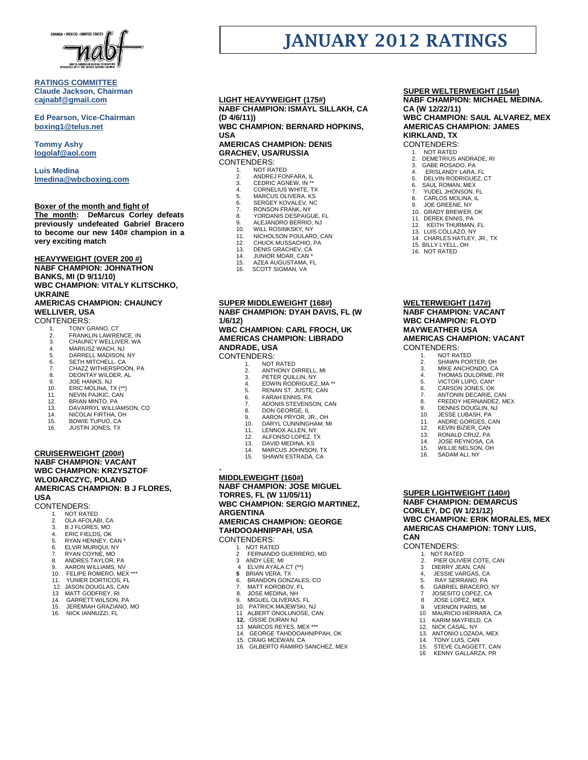# JANUARY 2012 RATINGS

**RATINGS COMMITTEE**
**Claude Jackson, Chairman**
**cajnabf@gmail.com**

**Ed Pearson, Vice-Chairman**
**boxing1@telus.net**

**Tommy Ashy**
**logolaf@aol.com**

**Luis Medina**
**lmedina@wbcboxing.com**

**Boxer of the month and fight of The month: DeMarcus Corley defeats previously undefeated Gabriel Bracero to become our new 140# champion in a very exciting match**

## HEAVYWEIGHT (OVER 200 #)

**NABF CHAMPION: JOHNATHON BANKS, MI (D 9/11/10)**
**WBC CHAMPION: VITALY KLITSCHKO, UKRAINE**
**AMERICAS CHAMPION: CHAUNCY WELLIVER, USA**

CONTENDERS:

1. TONY GRANO, CT
2. FRANKLIN LAWRENCE, IN
3. CHAUNCY WELLIVER, WA
4. MARIUSZ WACH, NJ
5. DARRELL MADISON, NY
6. SETH MITCHELL. CA
7. CHAZZ WITHERSPOON, PA
8. DEONTAY WILDER, AL
9. JOE HANKS, NJ
10. ERIC MOLINA, TX (**)
11. NEVIN PAJKIC, CAN
12. BRIAN MINTO, PA
13. DAVARRYL WILLIAMSON, CO
14. NICOLAI FIRTHA, OH
15. BOWIE TUPUO, CA
16. JUSTIN JONES, TX

## CRUISERWEIGHT (200#)

**NABF CHAMPION: VACANT**
**WBC CHAMPION: KRZYSZTOF WLODARCZYC, POLAND**
**AMERICAS CHAMPION: B J FLORES, USA**

CONTENDERS:

1. NOT RATED
2. OLA AFOLABI, CA
3. B J FLORES, MO
4. ERIC FIELDS, OK
5. RYAN HENNEY, CAN *
6. ELVIR MURIQUI, NY
7. RYAN COYNE, MO
8. ANDRES TAYLOR, PA
9. AARON WILLIAMS, NV
10. FELIPE ROMERO, MEX ***
11. YUNIER DORTICOS, FL
12. JASON DOUGLAS, CAN
13. MATT GODFREY, RI
14. GARRETT WILSON, PA
15. JEREMIAH GRAZIANO, MO
16. NICK IANNUZZI, FL

## LIGHT HEAVYWEIGHT (175#)

**NABF CHAMPION: ISMAYL SILLAKH, CA (D 4/6/11))**
**WBC CHAMPION: BERNARD HOPKINS, USA**
**AMERICAS CHAMPION: DENIS GRACHEV, USA/RUSSIA**

CONTENDERS:

1. NOT RATED
2. ANDREJ FONFARA, IL
3. CEDRIC AGNEW, IN **
4. CORNELIUS WHITE, TX
5. MARCUS OLIVERA, KS
6. SERGEY KOVALEV, NC
7. RONSON FRANK, NY
8. YORDANIS DESPAIGUE, FL
9. ALEJANDRO BERRIO, NJ
10. WILL ROSINKSKY, NY
11. NICHOLSON POULARD, CAN
12. CHUCK MUSSACHIO, PA
13. DENIS GRACHEV, CA
14. JUNIOR MOAR, CAN *
15. AZEA AUGUSTAMA, FL
16. SCOTT SIGMAN, VA

## SUPER MIDDLEWEIGHT (168#)

**NABF CHAMPION: DYAH DAVIS, FL (W 1/6/12)**
**WBC CHAMPION: CARL FROCH, UK**
**AMERICAS CHAMPION: LIBRADO ANDRADE, USA**

CONTENDERS:

1. NOT RATED
2. ANTHONY DIRRELL, MI
3. PETER QUILLIN, NY
4. EDWIN RODRIGUEZ,,MA **
5. RENAN ST. JUSTE, CAN
6. FARAH ENNIS, PA
7. ADONIS STEVENSON, CAN
8. DON GEORGE, IL
9. AARON PRYOR, JR., OH
10. DARYL CUNNINGHAM, MI
11. LENNOX ALLEN, NY
12. ALFONSO LOPEZ. TX
13. DAVID MEDINA, KS
14. MARCUS JOHNSON, TX
15. SHAWN ESTRADA, CA

## MIDDLEWEIGHT (160#)

**NABF CHAMPION: JOSE MIGUEL TORRES, FL (W 11/05/11)**
**WBC CHAMPION: SERGIO MARTINEZ, ARGENTINA**
**AMERICAS CHAMPION: GEORGE TAHDOOAHNIPPAH, USA**

CONTENDERS:

1. NOT RATED
2. FERNANDO GUERRERO, MD
3. ANDY LEE, MI
4. ELVIN AYALA CT (**)
5. BRIAN VERA, TX
6. BRANDON GONZALES, CO
7. MATT KOROBOV, FL
8. JOSE MEDINA, NH
9. MIGUEL OLIVERAS, FL
10. PATRICK MAJEWSKI, NJ
11. ALBERT ONOLUNOSE, CAN
12. OSSIE DURAN NJ
13. MARCOS REYES, MEX ***
14. GEORGE TAHDOOAHNIPPAH, OK
15. CRAIG MCEWAN, CA
16. GILBERTO RAMIRO SANCHEZ, MEX

## SUPER WELTERWEIGHT (154#)

**NABF CHAMPION: MICHAEL MEDINA. CA (W 12/22/11)**
**WBC CHAMPION: SAUL ALVAREZ, MEX**
**AMERICAS CHAMPION: JAMES KIRKLAND, TX**

CONTENDERS:

1. NOT RATED
2. DEMETRIUS ANDRADE, RI
3. GABE ROSADO, PA
4. ERISLANDY LARA, FL
5. DELVIN RODRIGUEZ, CT
6. SAUL ROMAN, MEX
7. YUDEL JHONSON, FL
8. CARLOS MOLINA, IL
9. JOE GREENE, NY
10. GRADY BREWER, OK
11. DEREK ENNIS, PA
12. KEITH THURMAN, FL
13. LUIS COLLAZO, NY
14. CHARLES HATLEY, JR., TX
15. BILLY LYELL, OH
16. NOT RATED

## WELTERWEIGHT (147#)

**NABF CHAMPION: VACANT**
**WBC CHAMPION: FLOYD MAYWEATHER USA**
**AMERICAS CHAMPION: VACANT**

CONTENDERS:

1. NOT RATED
2. SHAWN PORTER, OH
3. MIKE ANCHONDO, CA
4. THOMAS DULORME, PR
5. VICTOR LUPO, CAN*
6. CARSON JONES, OK
7. ANTONIN DECARIE, CAN
8. FREDDY HERNANDEZ, MEX
9. DENNIS DOUGLIN, NJ
10. JESSE LUBASH, PA
11. ANDRE GORGES, CAN
12. KEVIN BIZIER, CAN
13. RONALD CRUZ, PA
14. JOSE REYNOSA, CA
15. WILLIE NELSON, OH
16. SADAM ALI, NY

## SUPER LIGHTWEIGHT (140#)

**NABF CHAMPION: DEMARCUS CORLEY, DC (W 1/21/12)**
**WBC CHAMPION: ERIK MORALES, MEX**
**AMERICAS CHAMPION: TONY LUIS, CAN**

CONTENDERS:

1. NOT RATED
2. PIER OLIVIER COTE, CAN
3. DIERRY JEAN, CAN
4. JESSIE VARGAS, CA
5. RAY SERRANO, PA
6. GABRIEL BRACERO, NY
7. JOSESITO LOPEZ, CA
8. JOSE LOPEZ, MEX
9. VERNON PARIS, MI
10. MAURICIO HERRARA, CA
11. KARIM MAYFIELD, CA
12. NICK CASAL, NY
13. ANTONIO LOZADA, MEX
14. TONY LUIS, CAN
15. STEVE CLAGGETT, CAN
16. KENNY GALLARZA, PR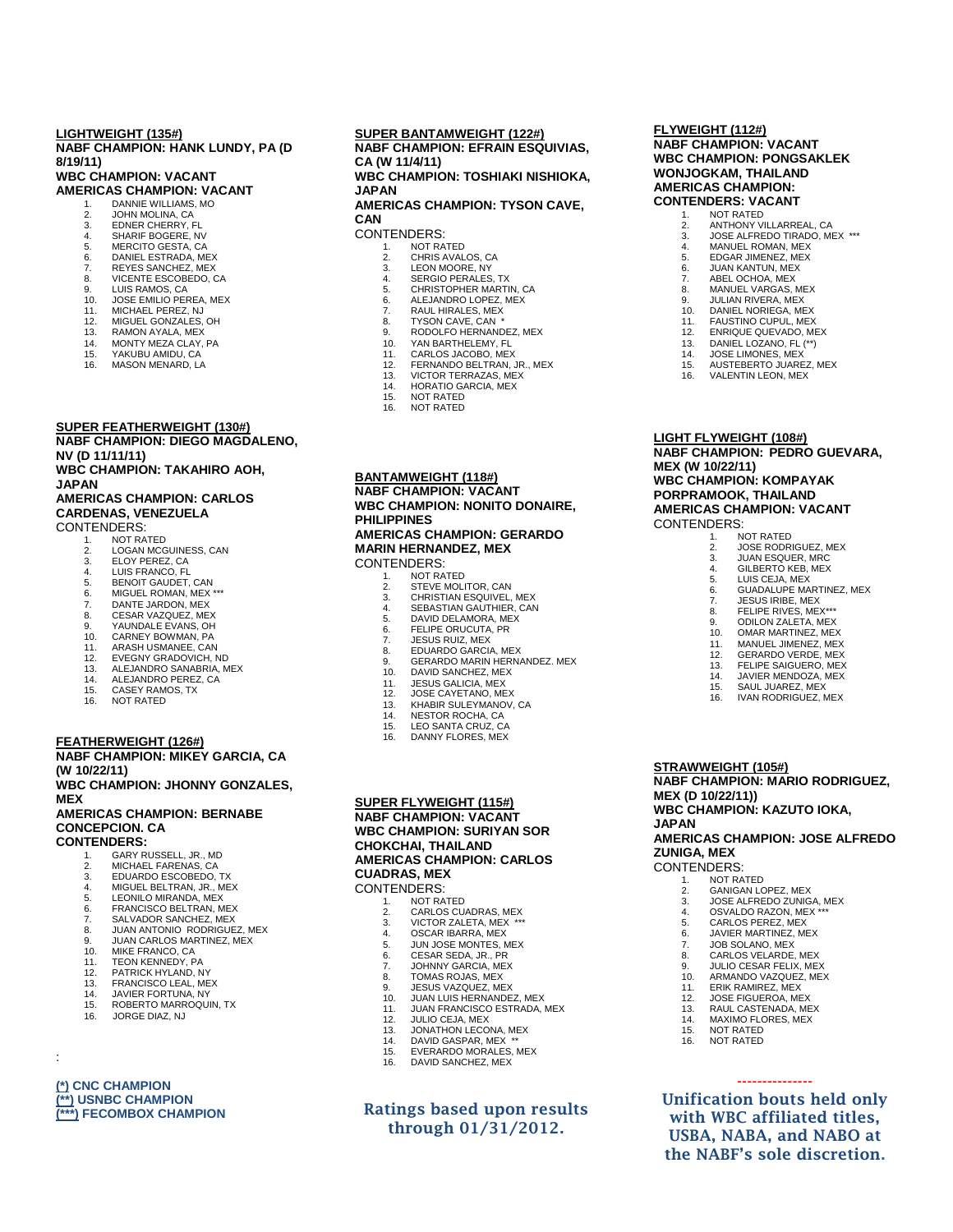## LIGHTWEIGHT (135#)

**NABF CHAMPION: HANK LUNDY, PA (D 8/19/11)**
**WBC CHAMPION: VACANT**
**AMERICAS CHAMPION: VACANT**

1. DANNIE WILLIAMS, MO
2. JOHN MOLINA, CA
3. EDNER CHERRY, FL
4. SHARIF BOGERE, NV
5. MERCITO GESTA, CA
6. DANIEL ESTRADA, MEX
7. REYES SANCHEZ, MEX
8. VICENTE ESCOBEDO, CA
9. LUIS RAMOS, CA
10. JOSE EMILIO PEREA, MEX
11. MICHAEL PEREZ, NJ
12. MIGUEL GONZALES, OH
13. RAMON AYALA, MEX
14. MONTY MEZA CLAY, PA
15. YAKUBU AMIDU, CA
16. MASON MENARD, LA

## SUPER FEATHERWEIGHT (130#)

**NABF CHAMPION: DIEGO MAGDALENO, NV (D 11/11/11)**
**WBC CHAMPION: TAKAHIRO AOH, JAPAN**
**AMERICAS CHAMPION: CARLOS CARDENAS, VENEZUELA**

CONTENDERS:

1. NOT RATED
2. LOGAN MCGUINESS, CAN
3. ELOY PEREZ, CA
4. LUIS FRANCO, FL
5. BENOIT GAUDET, CAN
6. MIGUEL ROMAN, MEX ***
7. DANTE JARDON, MEX
8. CESAR VAZQUEZ, MEX
9. YAUNDALE EVANS, OH
10. CARNEY BOWMAN, PA
11. ARASH USMANEE, CAN
12. EVEGNY GRADOVICH, ND
13. ALEJANDRO SANABRIA, MEX
14. ALEJANDRO PEREZ, CA
15. CASEY RAMOS, TX
16. NOT RATED

## FEATHERWEIGHT (126#)

**NABF CHAMPION: MIKEY GARCIA, CA (W 10/22/11)**
**WBC CHAMPION: JHONNY GONZALES, MEX**
**AMERICAS CHAMPION: BERNABE CONCEPCION. CA**
**CONTENDERS:**

1. GARY RUSSELL, JR., MD
2. MICHAEL FARENAS, CA
3. EDUARDO ESCOBEDO, TX
4. MIGUEL BELTRAN, JR., MEX
5. LEONILO MIRANDA, MEX
6. FRANCISCO BELTRAN, MEX
7. SALVADOR SANCHEZ, MEX
8. JUAN ANTONIO RODRIGUEZ, MEX
9. JUAN CARLOS MARTINEZ, MEX
10. MIKE FRANCO, CA
11. TEON KENNEDY, PA
12. PATRICK HYLAND, NY
13. FRANCISCO LEAL, MEX
14. JAVIER FORTUNA, NY
15. ROBERTO MARROQUIN, TX
16. JORGE DIAZ, NJ

:

(*) CNC CHAMPION
(**) USNBC CHAMPION
(***) FECOMBOX CHAMPION

## SUPER BANTAMWEIGHT (122#)

**NABF CHAMPION: EFRAIN ESQUIVIAS, CA (W 11/4/11)**
**WBC CHAMPION: TOSHIAKI NISHIOKA, JAPAN**
**AMERICAS CHAMPION: TYSON CAVE, CAN**

CONTENDERS:

1. NOT RATED
2. CHRIS AVALOS, CA
3. LEON MOORE, NY
4. SERGIO PERALES, TX
5. CHRISTOPHER MARTIN, CA
6. ALEJANDRO LOPEZ, MEX
7. RAUL HIRALES, MEX
8. TYSON CAVE, CAN *
9. RODOLFO HERNANDEZ, MEX
10. YAN BARTHELEMY, FL
11. CARLOS JACOBO, MEX
12. FERNANDO BELTRAN, JR., MEX
13. VICTOR TERRAZAS, MEX
14. HORATIO GARCIA, MEX
15. NOT RATED
16. NOT RATED

## BANTAMWEIGHT (118#)

**NABF CHAMPION: VACANT**
**WBC CHAMPION: NONITO DONAIRE, PHILIPPINES**
**AMERICAS CHAMPION: GERARDO MARIN HERNANDEZ, MEX**

CONTENDERS:

1. NOT RATED
2. STEVE MOLITOR, CAN
3. CHRISTIAN ESQUIVEL, MEX
4. SEBASTIAN GAUTHIER, CAN
5. DAVID DELAMORA, MEX
6. FELIPE ORUCUTA, PR
7. JESUS RUIZ, MEX
8. EDUARDO GARCIA, MEX
9. GERARDO MARIN HERNANDEZ. MEX
10. DAVID SANCHEZ, MEX
11. JESUS GALICIA, MEX
12. JOSE CAYETANO, MEX
13. KHABIR SULEYMANOV, CA
14. NESTOR ROCHA, CA
15. LEO SANTA CRUZ, CA
16. DANNY FLORES, MEX

## SUPER FLYWEIGHT (115#)

**NABF CHAMPION: VACANT**
**WBC CHAMPION: SURIYAN SOR CHOKCHAI, THAILAND**
**AMERICAS CHAMPION: CARLOS CUADRAS, MEX**

CONTENDERS:

1. NOT RATED
2. CARLOS CUADRAS, MEX
3. VICTOR ZALETA, MEX ***
4. OSCAR IBARRA, MEX
5. JUN JOSE MONTES, MEX
6. CESAR SEDA, JR., PR
7. JOHNNY GARCIA, MEX
8. TOMAS ROJAS, MEX
9. JESUS VAZQUEZ, MEX
10. JUAN LUIS HERNANDEZ, MEX
11. JUAN FRANCISCO ESTRADA, MEX
12. JULIO CEJA, MEX
13. JONATHON LECONA, MEX
14. DAVID GASPAR, MEX **
15. EVERARDO MORALES, MEX
16. DAVID SANCHEZ, MEX

**Ratings based upon results through 01/31/2012.**

## FLYWEIGHT (112#)

**NABF CHAMPION: VACANT**
**WBC CHAMPION: PONGSAKLEK WONJOGKAM, THAILAND**
**AMERICAS CHAMPION:**
**CONTENDERS: VACANT**

1. NOT RATED
2. ANTHONY VILLARREAL, CA
3. JOSE ALFREDO TIRADO, MEX ***
4. MANUEL ROMAN, MEX
5. EDGAR JIMENEZ, MEX
6. JUAN KANTUN, MEX
7. ABEL OCHOA, MEX
8. MANUEL VARGAS, MEX
9. JULIAN RIVERA, MEX
10. DANIEL NORIEGA, MEX
11. FAUSTINO CUPUL, MEX
12. ENRIQUE QUEVADO, MEX
13. DANIEL LOZANO, FL (**)
14. JOSE LIMONES, MEX
15. AUSTEBERTO JUAREZ, MEX
16. VALENTIN LEON, MEX

## LIGHT FLYWEIGHT (108#)

**NABF CHAMPION: PEDRO GUEVARA, MEX (W 10/22/11)**
**WBC CHAMPION: KOMPAYAK PORPRAMOOK, THAILAND**
**AMERICAS CHAMPION: VACANT**

CONTENDERS:

1. NOT RATED
2. JOSE RODRIGUEZ, MEX
3. JUAN ESQUER, MRC
4. GILBERTO KEB, MEX
5. LUIS CEJA, MEX
6. GUADALUPE MARTINEZ, MEX
7. JESUS IRIBE, MEX
8. FELIPE RIVES, MEX***
9. ODILON ZALETA, MEX
10. OMAR MARTINEZ, MEX
11. MANUEL JIMENEZ, MEX
12. GERARDO VERDE, MEX
13. FELIPE SAIGUERO, MEX
14. JAVIER MENDOZA, MEX
15. SAUL JUAREZ, MEX
16. IVAN RODRIGUEZ, MEX

## STRAWWEIGHT (105#)

**NABF CHAMPION: MARIO RODRIGUEZ, MEX (D 10/22/11))**
**WBC CHAMPION: KAZUTO IOKA, JAPAN**
**AMERICAS CHAMPION: JOSE ALFREDO ZUNIGA, MEX**

CONTENDERS:

1. NOT RATED
2. GANIGAN LOPEZ, MEX
3. JOSE ALFREDO ZUNIGA, MEX
4. OSVALDO RAZON, MEX ***
5. CARLOS PEREZ, MEX
6. JAVIER MARTINEZ, MEX
7. JOB SOLANO, MEX
8. CARLOS VELARDE, MEX
9. JULIO CESAR FELIX, MEX
10. ARMANDO VAZQUEZ, MEX
11. ERIK RAMIREZ, MEX
12. JOSE FIGUEROA, MEX
13. RAUL CASTENADA, MEX
14. MAXIMO FLORES, MEX
15. NOT RATED
16. NOT RATED

---------------

**Unification bouts held only with WBC affiliated titles, USBA, NABA, and NABO at the NABF's sole discretion.**